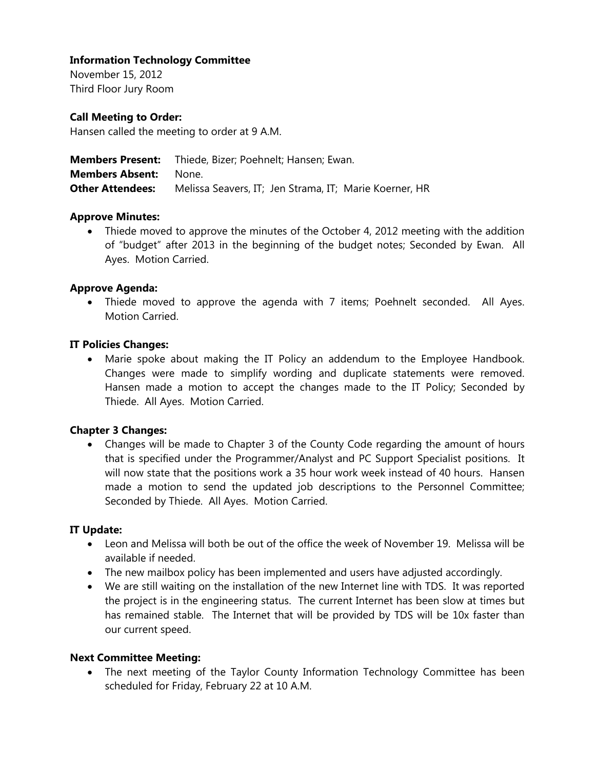**Information Technology Committee**
November 15, 2012
Third Floor Jury Room

**Call Meeting to Order:**
Hansen called the meeting to order at 9 A.M.

**Members Present:** Thiede, Bizer; Poehnelt; Hansen; Ewan.
**Members Absent:** None.
**Other Attendees:** Melissa Seavers, IT; Jen Strama, IT; Marie Koerner, HR

**Approve Minutes:**

- Thiede moved to approve the minutes of the October 4, 2012 meeting with the addition of "budget" after 2013 in the beginning of the budget notes; Seconded by Ewan. All Ayes. Motion Carried.

**Approve Agenda:**

- Thiede moved to approve the agenda with 7 items; Poehnelt seconded. All Ayes. Motion Carried.

**IT Policies Changes:**

- Marie spoke about making the IT Policy an addendum to the Employee Handbook. Changes were made to simplify wording and duplicate statements were removed. Hansen made a motion to accept the changes made to the IT Policy; Seconded by Thiede. All Ayes. Motion Carried.

**Chapter 3 Changes:**

- Changes will be made to Chapter 3 of the County Code regarding the amount of hours that is specified under the Programmer/Analyst and PC Support Specialist positions. It will now state that the positions work a 35 hour work week instead of 40 hours. Hansen made a motion to send the updated job descriptions to the Personnel Committee; Seconded by Thiede. All Ayes. Motion Carried.

**IT Update:**

- Leon and Melissa will both be out of the office the week of November 19. Melissa will be available if needed.
- The new mailbox policy has been implemented and users have adjusted accordingly.
- We are still waiting on the installation of the new Internet line with TDS. It was reported the project is in the engineering status. The current Internet has been slow at times but has remained stable. The Internet that will be provided by TDS will be 10x faster than our current speed.

**Next Committee Meeting:**

- The next meeting of the Taylor County Information Technology Committee has been scheduled for Friday, February 22 at 10 A.M.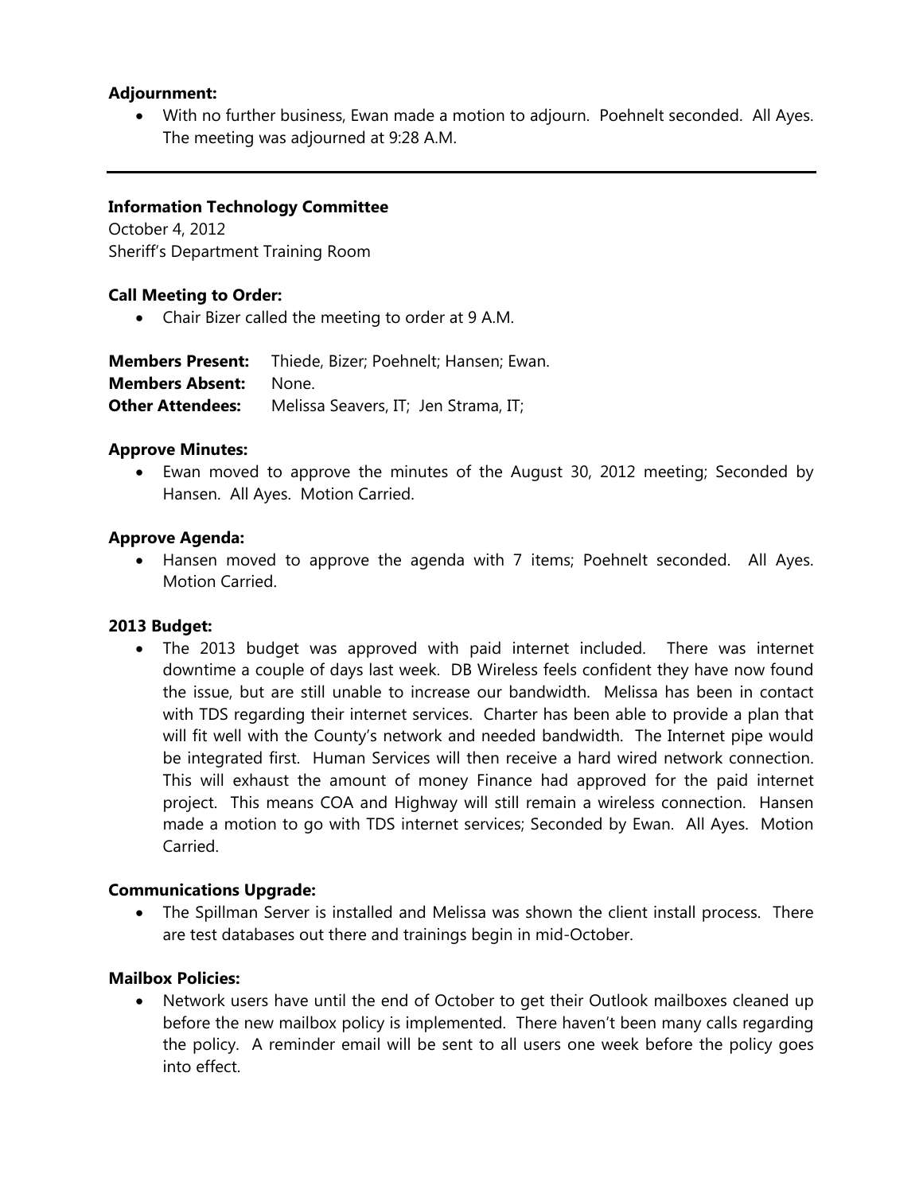**Adjournment:**

- With no further business, Ewan made a motion to adjourn. Poehnelt seconded. All Ayes. The meeting was adjourned at 9:28 A.M.

---

**Information Technology Committee**

October 4, 2012

Sheriff's Department Training Room

**Call Meeting to Order:**

- Chair Bizer called the meeting to order at 9 A.M.

**Members Present:** Thiede, Bizer; Poehnelt; Hansen; Ewan.

**Members Absent:** None.

**Other Attendees:** Melissa Seavers, IT; Jen Strama, IT;

**Approve Minutes:**

- Ewan moved to approve the minutes of the August 30, 2012 meeting; Seconded by Hansen. All Ayes. Motion Carried.

**Approve Agenda:**

- Hansen moved to approve the agenda with 7 items; Poehnelt seconded. All Ayes. Motion Carried.

**2013 Budget:**

- The 2013 budget was approved with paid internet included. There was internet downtime a couple of days last week. DB Wireless feels confident they have now found the issue, but are still unable to increase our bandwidth. Melissa has been in contact with TDS regarding their internet services. Charter has been able to provide a plan that will fit well with the County's network and needed bandwidth. The Internet pipe would be integrated first. Human Services will then receive a hard wired network connection. This will exhaust the amount of money Finance had approved for the paid internet project. This means COA and Highway will still remain a wireless connection. Hansen made a motion to go with TDS internet services; Seconded by Ewan. All Ayes. Motion Carried.

**Communications Upgrade:**

- The Spillman Server is installed and Melissa was shown the client install process. There are test databases out there and trainings begin in mid-October.

**Mailbox Policies:**

- Network users have until the end of October to get their Outlook mailboxes cleaned up before the new mailbox policy is implemented. There haven't been many calls regarding the policy. A reminder email will be sent to all users one week before the policy goes into effect.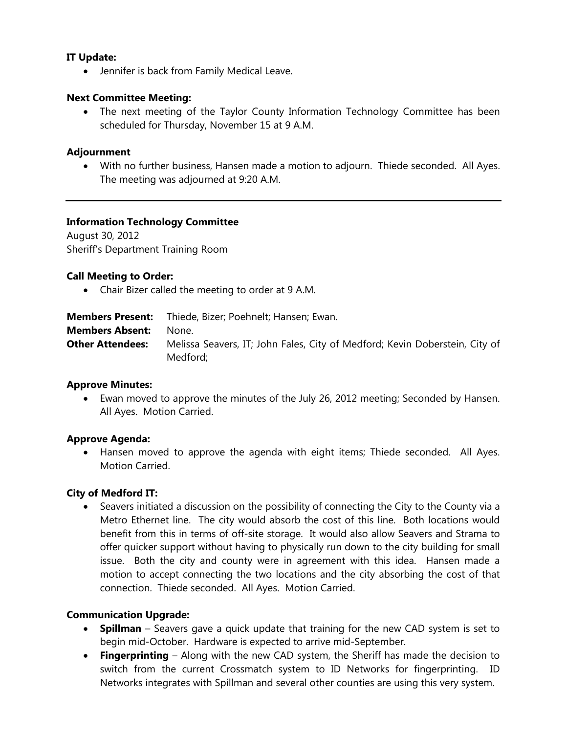**IT Update:**

- Jennifer is back from Family Medical Leave.

**Next Committee Meeting:**

- The next meeting of the Taylor County Information Technology Committee has been scheduled for Thursday, November 15 at 9 A.M.

**Adjournment**

- With no further business, Hansen made a motion to adjourn. Thiede seconded. All Ayes. The meeting was adjourned at 9:20 A.M.

---

**Information Technology Committee**
August 30, 2012
Sheriff's Department Training Room

**Call Meeting to Order:**

- Chair Bizer called the meeting to order at 9 A.M.

**Members Present:** Thiede, Bizer; Poehnelt; Hansen; Ewan.
**Members Absent:** None.
**Other Attendees:** Melissa Seavers, IT; John Fales, City of Medford; Kevin Doberstein, City of Medford;

**Approve Minutes:**

- Ewan moved to approve the minutes of the July 26, 2012 meeting; Seconded by Hansen. All Ayes. Motion Carried.

**Approve Agenda:**

- Hansen moved to approve the agenda with eight items; Thiede seconded. All Ayes. Motion Carried.

**City of Medford IT:**

- Seavers initiated a discussion on the possibility of connecting the City to the County via a Metro Ethernet line. The city would absorb the cost of this line. Both locations would benefit from this in terms of off-site storage. It would also allow Seavers and Strama to offer quicker support without having to physically run down to the city building for small issue. Both the city and county were in agreement with this idea. Hansen made a motion to accept connecting the two locations and the city absorbing the cost of that connection. Thiede seconded. All Ayes. Motion Carried.

**Communication Upgrade:**

- **Spillman** – Seavers gave a quick update that training for the new CAD system is set to begin mid-October. Hardware is expected to arrive mid-September.
- **Fingerprinting** – Along with the new CAD system, the Sheriff has made the decision to switch from the current Crossmatch system to ID Networks for fingerprinting. ID Networks integrates with Spillman and several other counties are using this very system.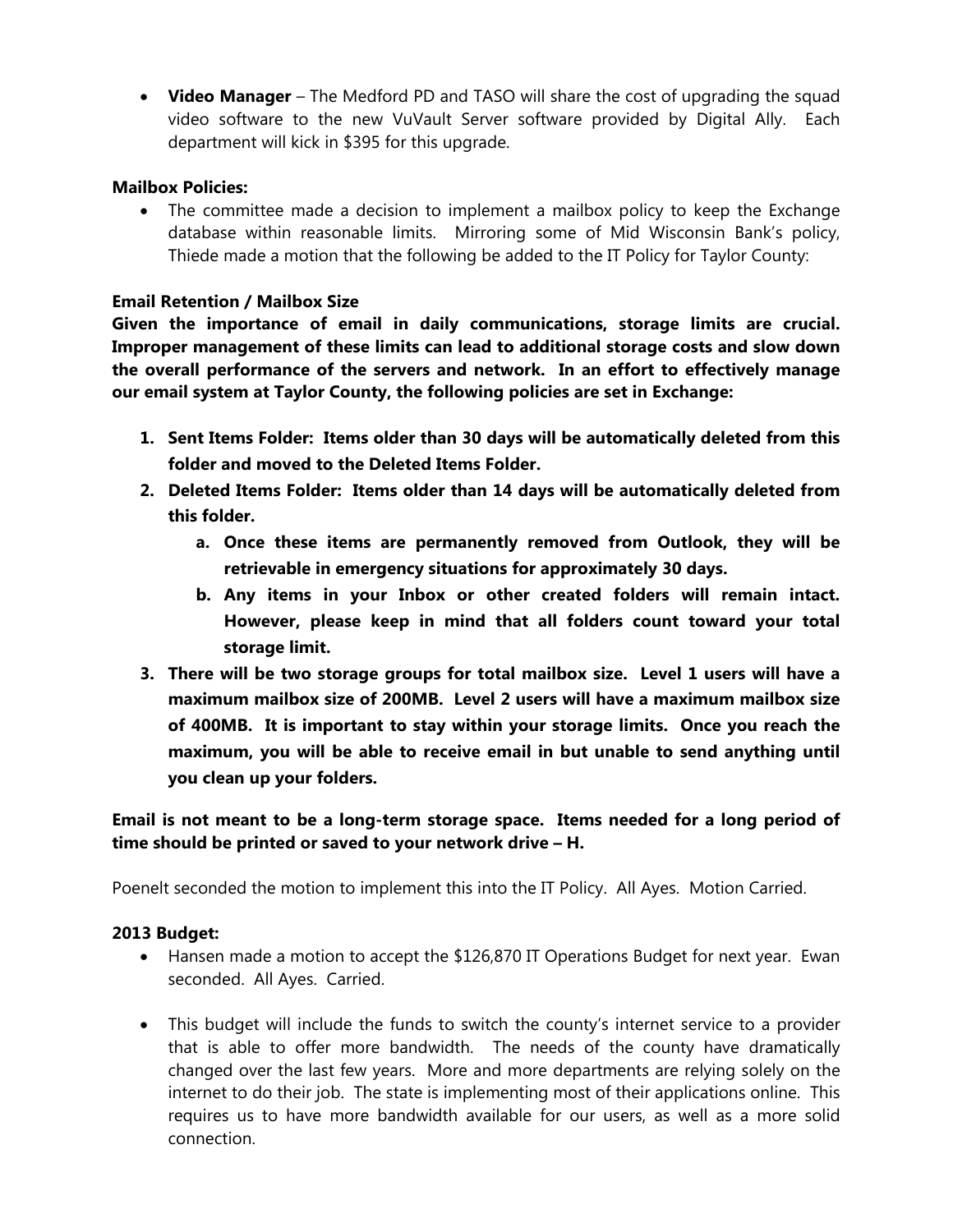- **Video Manager** – The Medford PD and TASO will share the cost of upgrading the squad video software to the new VuVault Server software provided by Digital Ally. Each department will kick in $395 for this upgrade.

**Mailbox Policies:**

- The committee made a decision to implement a mailbox policy to keep the Exchange database within reasonable limits. Mirroring some of Mid Wisconsin Bank's policy, Thiede made a motion that the following be added to the IT Policy for Taylor County:

**Email Retention / Mailbox Size**

**Given the importance of email in daily communications, storage limits are crucial. Improper management of these limits can lead to additional storage costs and slow down the overall performance of the servers and network. In an effort to effectively manage our email system at Taylor County, the following policies are set in Exchange:**

1. **Sent Items Folder: Items older than 30 days will be automatically deleted from this folder and moved to the Deleted Items Folder.**
2. **Deleted Items Folder: Items older than 14 days will be automatically deleted from this folder.**
   a. **Once these items are permanently removed from Outlook, they will be retrievable in emergency situations for approximately 30 days.**
   b. **Any items in your Inbox or other created folders will remain intact. However, please keep in mind that all folders count toward your total storage limit.**
3. **There will be two storage groups for total mailbox size. Level 1 users will have a maximum mailbox size of 200MB. Level 2 users will have a maximum mailbox size of 400MB. It is important to stay within your storage limits. Once you reach the maximum, you will be able to receive email in but unable to send anything until you clean up your folders.**

**Email is not meant to be a long-term storage space. Items needed for a long period of time should be printed or saved to your network drive – H.**

Poenelt seconded the motion to implement this into the IT Policy. All Ayes. Motion Carried.

**2013 Budget:**

- Hansen made a motion to accept the $126,870 IT Operations Budget for next year. Ewan seconded. All Ayes. Carried.

- This budget will include the funds to switch the county's internet service to a provider that is able to offer more bandwidth. The needs of the county have dramatically changed over the last few years. More and more departments are relying solely on the internet to do their job. The state is implementing most of their applications online. This requires us to have more bandwidth available for our users, as well as a more solid connection.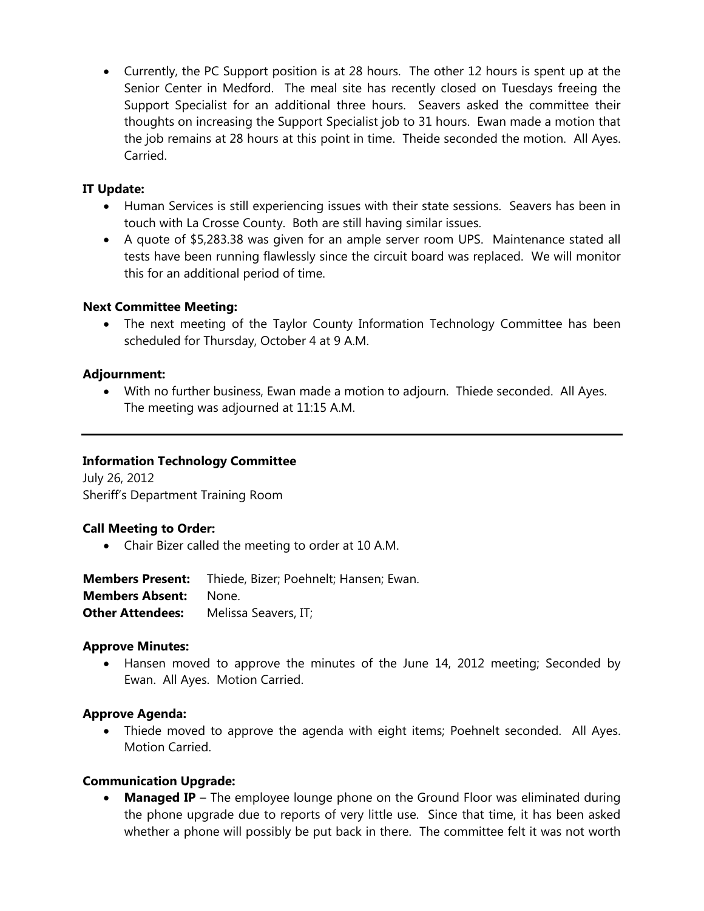- Currently, the PC Support position is at 28 hours. The other 12 hours is spent up at the Senior Center in Medford. The meal site has recently closed on Tuesdays freeing the Support Specialist for an additional three hours. Seavers asked the committee their thoughts on increasing the Support Specialist job to 31 hours. Ewan made a motion that the job remains at 28 hours at this point in time. Theide seconded the motion. All Ayes. Carried.

**IT Update:**

- Human Services is still experiencing issues with their state sessions. Seavers has been in touch with La Crosse County. Both are still having similar issues.
- A quote of $5,283.38 was given for an ample server room UPS. Maintenance stated all tests have been running flawlessly since the circuit board was replaced. We will monitor this for an additional period of time.

**Next Committee Meeting:**

- The next meeting of the Taylor County Information Technology Committee has been scheduled for Thursday, October 4 at 9 A.M.

**Adjournment:**

- With no further business, Ewan made a motion to adjourn. Thiede seconded. All Ayes. The meeting was adjourned at 11:15 A.M.

---

**Information Technology Committee**
July 26, 2012
Sheriff's Department Training Room

**Call Meeting to Order:**

- Chair Bizer called the meeting to order at 10 A.M.

**Members Present:** Thiede, Bizer; Poehnelt; Hansen; Ewan.
**Members Absent:** None.
**Other Attendees:** Melissa Seavers, IT;

**Approve Minutes:**

- Hansen moved to approve the minutes of the June 14, 2012 meeting; Seconded by Ewan. All Ayes. Motion Carried.

**Approve Agenda:**

- Thiede moved to approve the agenda with eight items; Poehnelt seconded. All Ayes. Motion Carried.

**Communication Upgrade:**

- **Managed IP** – The employee lounge phone on the Ground Floor was eliminated during the phone upgrade due to reports of very little use. Since that time, it has been asked whether a phone will possibly be put back in there. The committee felt it was not worth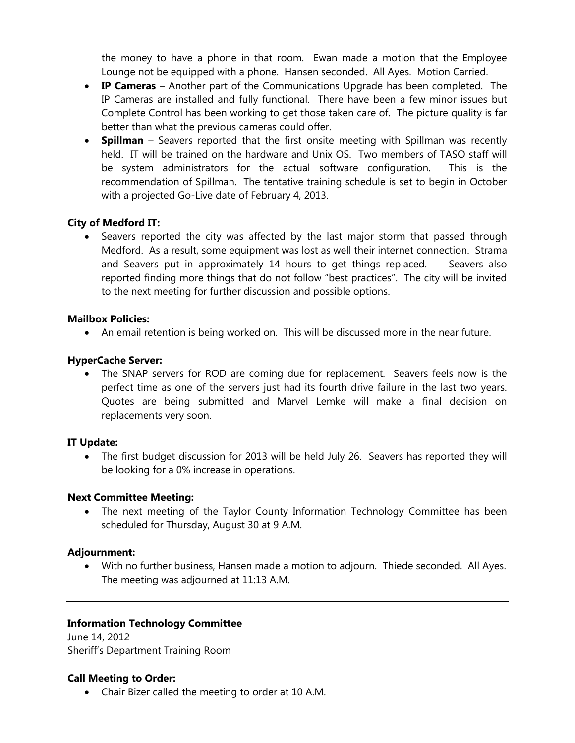the money to have a phone in that room. Ewan made a motion that the Employee Lounge not be equipped with a phone. Hansen seconded. All Ayes. Motion Carried.

- **IP Cameras** – Another part of the Communications Upgrade has been completed. The IP Cameras are installed and fully functional. There have been a few minor issues but Complete Control has been working to get those taken care of. The picture quality is far better than what the previous cameras could offer.
- **Spillman** – Seavers reported that the first onsite meeting with Spillman was recently held. IT will be trained on the hardware and Unix OS. Two members of TASO staff will be system administrators for the actual software configuration. This is the recommendation of Spillman. The tentative training schedule is set to begin in October with a projected Go-Live date of February 4, 2013.

**City of Medford IT:**

- Seavers reported the city was affected by the last major storm that passed through Medford. As a result, some equipment was lost as well their internet connection. Strama and Seavers put in approximately 14 hours to get things replaced. Seavers also reported finding more things that do not follow "best practices". The city will be invited to the next meeting for further discussion and possible options.

**Mailbox Policies:**

- An email retention is being worked on. This will be discussed more in the near future.

**HyperCache Server:**

- The SNAP servers for ROD are coming due for replacement. Seavers feels now is the perfect time as one of the servers just had its fourth drive failure in the last two years. Quotes are being submitted and Marvel Lemke will make a final decision on replacements very soon.

**IT Update:**

- The first budget discussion for 2013 will be held July 26. Seavers has reported they will be looking for a 0% increase in operations.

**Next Committee Meeting:**

- The next meeting of the Taylor County Information Technology Committee has been scheduled for Thursday, August 30 at 9 A.M.

**Adjournment:**

- With no further business, Hansen made a motion to adjourn. Thiede seconded. All Ayes. The meeting was adjourned at 11:13 A.M.

---

**Information Technology Committee**
June 14, 2012
Sheriff's Department Training Room

**Call Meeting to Order:**

- Chair Bizer called the meeting to order at 10 A.M.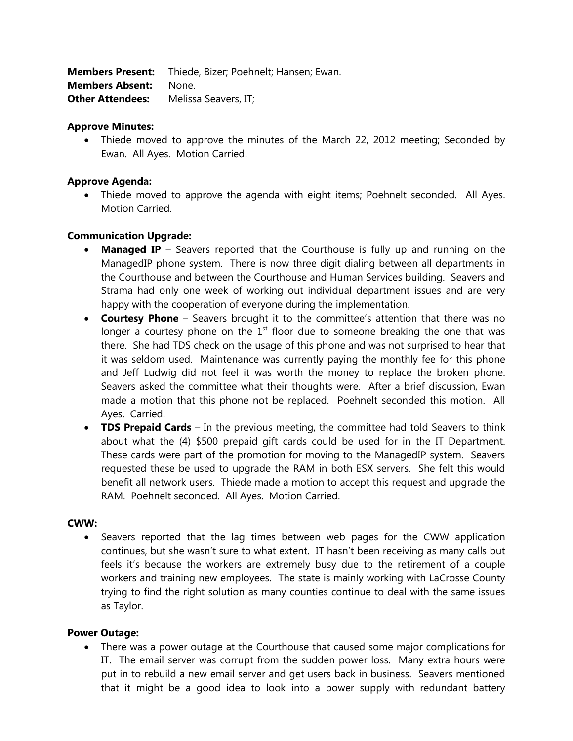**Members Present:** Thiede, Bizer; Poehnelt; Hansen; Ewan.
**Members Absent:** None.
**Other Attendees:** Melissa Seavers, IT;

**Approve Minutes:**

- Thiede moved to approve the minutes of the March 22, 2012 meeting; Seconded by Ewan. All Ayes. Motion Carried.

**Approve Agenda:**

- Thiede moved to approve the agenda with eight items; Poehnelt seconded. All Ayes. Motion Carried.

**Communication Upgrade:**

- **Managed IP** – Seavers reported that the Courthouse is fully up and running on the ManagedIP phone system. There is now three digit dialing between all departments in the Courthouse and between the Courthouse and Human Services building. Seavers and Strama had only one week of working out individual department issues and are very happy with the cooperation of everyone during the implementation.
- **Courtesy Phone** – Seavers brought it to the committee's attention that there was no longer a courtesy phone on the 1st floor due to someone breaking the one that was there. She had TDS check on the usage of this phone and was not surprised to hear that it was seldom used. Maintenance was currently paying the monthly fee for this phone and Jeff Ludwig did not feel it was worth the money to replace the broken phone. Seavers asked the committee what their thoughts were. After a brief discussion, Ewan made a motion that this phone not be replaced. Poehnelt seconded this motion. All Ayes. Carried.
- **TDS Prepaid Cards** – In the previous meeting, the committee had told Seavers to think about what the (4) $500 prepaid gift cards could be used for in the IT Department. These cards were part of the promotion for moving to the ManagedIP system. Seavers requested these be used to upgrade the RAM in both ESX servers. She felt this would benefit all network users. Thiede made a motion to accept this request and upgrade the RAM. Poehnelt seconded. All Ayes. Motion Carried.

**CWW:**

- Seavers reported that the lag times between web pages for the CWW application continues, but she wasn't sure to what extent. IT hasn't been receiving as many calls but feels it's because the workers are extremely busy due to the retirement of a couple workers and training new employees. The state is mainly working with LaCrosse County trying to find the right solution as many counties continue to deal with the same issues as Taylor.

**Power Outage:**

- There was a power outage at the Courthouse that caused some major complications for IT. The email server was corrupt from the sudden power loss. Many extra hours were put in to rebuild a new email server and get users back in business. Seavers mentioned that it might be a good idea to look into a power supply with redundant battery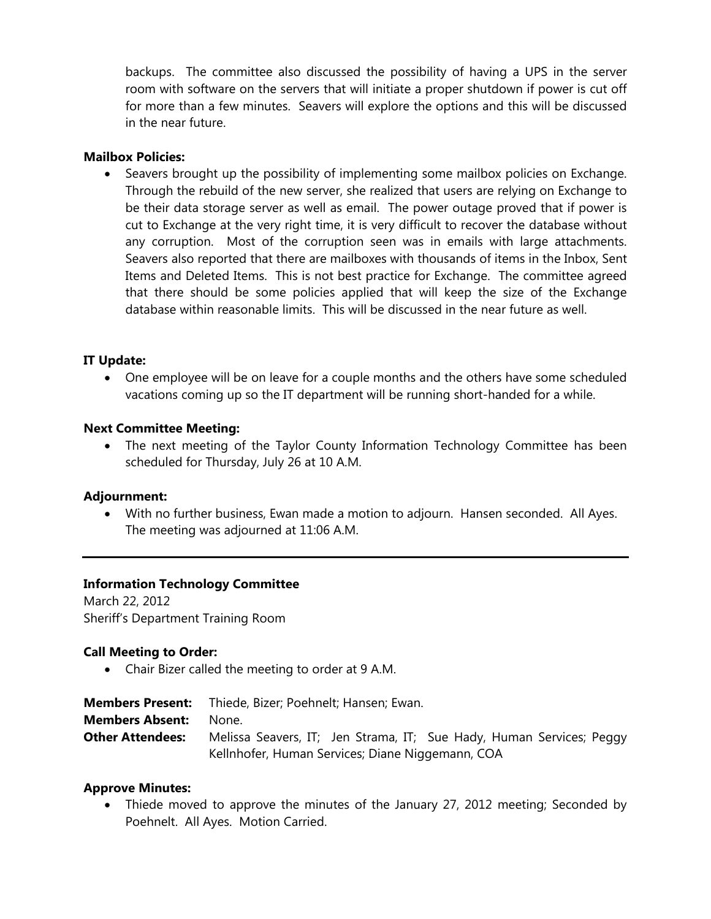backups. The committee also discussed the possibility of having a UPS in the server room with software on the servers that will initiate a proper shutdown if power is cut off for more than a few minutes. Seavers will explore the options and this will be discussed in the near future.

**Mailbox Policies:**

- Seavers brought up the possibility of implementing some mailbox policies on Exchange. Through the rebuild of the new server, she realized that users are relying on Exchange to be their data storage server as well as email. The power outage proved that if power is cut to Exchange at the very right time, it is very difficult to recover the database without any corruption. Most of the corruption seen was in emails with large attachments. Seavers also reported that there are mailboxes with thousands of items in the Inbox, Sent Items and Deleted Items. This is not best practice for Exchange. The committee agreed that there should be some policies applied that will keep the size of the Exchange database within reasonable limits. This will be discussed in the near future as well.

**IT Update:**

- One employee will be on leave for a couple months and the others have some scheduled vacations coming up so the IT department will be running short-handed for a while.

**Next Committee Meeting:**

- The next meeting of the Taylor County Information Technology Committee has been scheduled for Thursday, July 26 at 10 A.M.

**Adjournment:**

- With no further business, Ewan made a motion to adjourn. Hansen seconded. All Ayes. The meeting was adjourned at 11:06 A.M.

---

**Information Technology Committee**
March 22, 2012
Sheriff's Department Training Room

**Call Meeting to Order:**

- Chair Bizer called the meeting to order at 9 A.M.

**Members Present:** Thiede, Bizer; Poehnelt; Hansen; Ewan.
**Members Absent:** None.
**Other Attendees:** Melissa Seavers, IT; Jen Strama, IT; Sue Hady, Human Services; Peggy Kellnhofer, Human Services; Diane Niggemann, COA

**Approve Minutes:**

- Thiede moved to approve the minutes of the January 27, 2012 meeting; Seconded by Poehnelt. All Ayes. Motion Carried.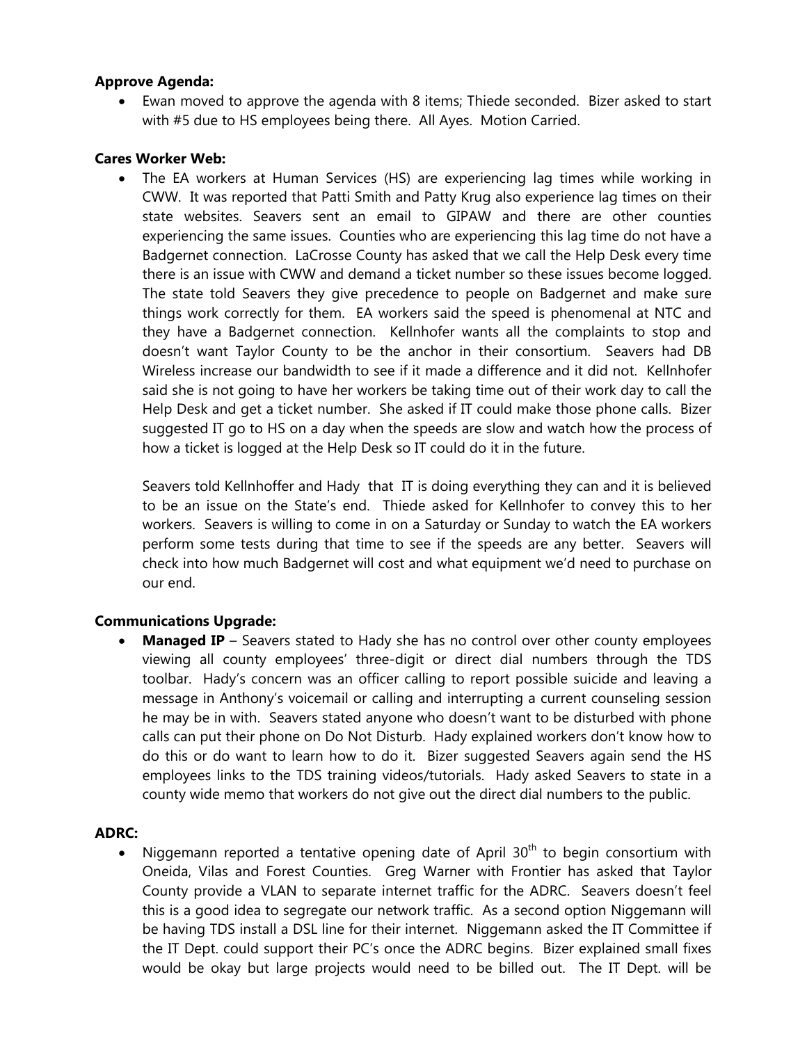**Approve Agenda:**

- Ewan moved to approve the agenda with 8 items; Thiede seconded. Bizer asked to start with #5 due to HS employees being there. All Ayes. Motion Carried.

**Cares Worker Web:**

- The EA workers at Human Services (HS) are experiencing lag times while working in CWW. It was reported that Patti Smith and Patty Krug also experience lag times on their state websites. Seavers sent an email to GIPAW and there are other counties experiencing the same issues. Counties who are experiencing this lag time do not have a Badgernet connection. LaCrosse County has asked that we call the Help Desk every time there is an issue with CWW and demand a ticket number so these issues become logged. The state told Seavers they give precedence to people on Badgernet and make sure things work correctly for them. EA workers said the speed is phenomenal at NTC and they have a Badgernet connection. Kellnhofer wants all the complaints to stop and doesn't want Taylor County to be the anchor in their consortium. Seavers had DB Wireless increase our bandwidth to see if it made a difference and it did not. Kellnhofer said she is not going to have her workers be taking time out of their work day to call the Help Desk and get a ticket number. She asked if IT could make those phone calls. Bizer suggested IT go to HS on a day when the speeds are slow and watch how the process of how a ticket is logged at the Help Desk so IT could do it in the future.

  Seavers told Kellnhoffer and Hady that IT is doing everything they can and it is believed to be an issue on the State's end. Thiede asked for Kellnhofer to convey this to her workers. Seavers is willing to come in on a Saturday or Sunday to watch the EA workers perform some tests during that time to see if the speeds are any better. Seavers will check into how much Badgernet will cost and what equipment we'd need to purchase on our end.

**Communications Upgrade:**

- **Managed IP** – Seavers stated to Hady she has no control over other county employees viewing all county employees' three-digit or direct dial numbers through the TDS toolbar. Hady's concern was an officer calling to report possible suicide and leaving a message in Anthony's voicemail or calling and interrupting a current counseling session he may be in with. Seavers stated anyone who doesn't want to be disturbed with phone calls can put their phone on Do Not Disturb. Hady explained workers don't know how to do this or do want to learn how to do it. Bizer suggested Seavers again send the HS employees links to the TDS training videos/tutorials. Hady asked Seavers to state in a county wide memo that workers do not give out the direct dial numbers to the public.

**ADRC:**

- Niggemann reported a tentative opening date of April 30th to begin consortium with Oneida, Vilas and Forest Counties. Greg Warner with Frontier has asked that Taylor County provide a VLAN to separate internet traffic for the ADRC. Seavers doesn't feel this is a good idea to segregate our network traffic. As a second option Niggemann will be having TDS install a DSL line for their internet. Niggemann asked the IT Committee if the IT Dept. could support their PC's once the ADRC begins. Bizer explained small fixes would be okay but large projects would need to be billed out. The IT Dept. will be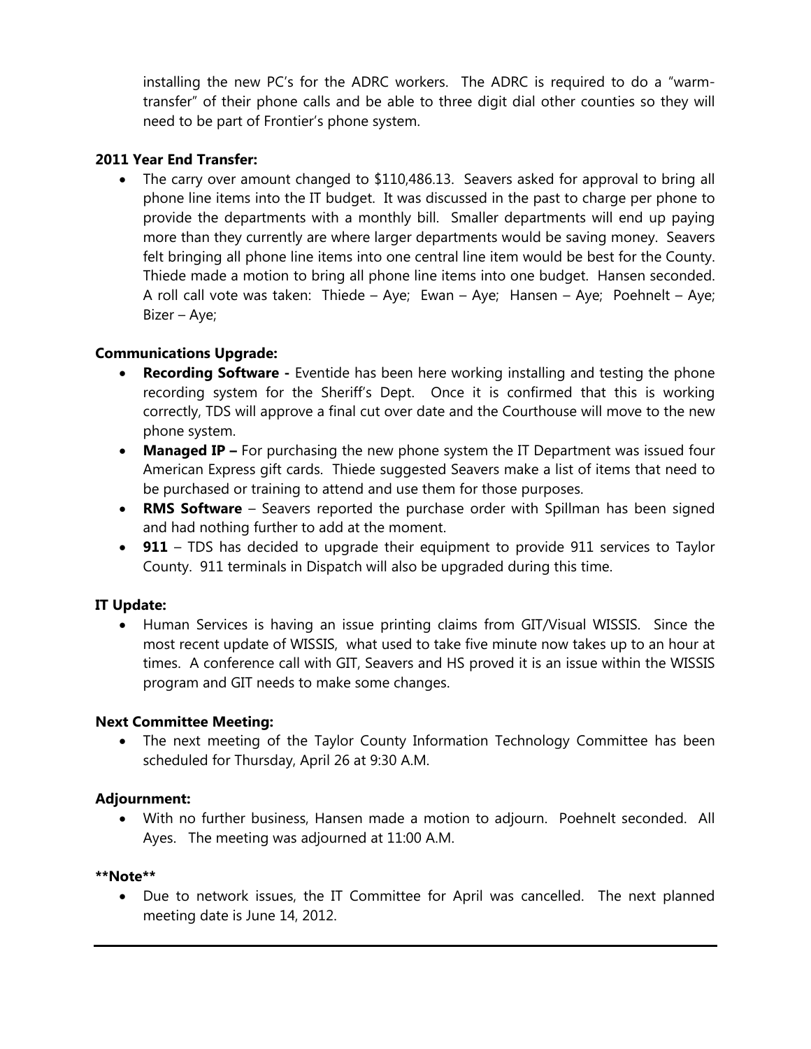installing the new PC's for the ADRC workers. The ADRC is required to do a "warm-transfer" of their phone calls and be able to three digit dial other counties so they will need to be part of Frontier's phone system.

**2011 Year End Transfer:**

- The carry over amount changed to $110,486.13. Seavers asked for approval to bring all phone line items into the IT budget. It was discussed in the past to charge per phone to provide the departments with a monthly bill. Smaller departments will end up paying more than they currently are where larger departments would be saving money. Seavers felt bringing all phone line items into one central line item would be best for the County. Thiede made a motion to bring all phone line items into one budget. Hansen seconded. A roll call vote was taken: Thiede – Aye; Ewan – Aye; Hansen – Aye; Poehnelt – Aye; Bizer – Aye;

**Communications Upgrade:**

- **Recording Software -** Eventide has been here working installing and testing the phone recording system for the Sheriff's Dept. Once it is confirmed that this is working correctly, TDS will approve a final cut over date and the Courthouse will move to the new phone system.
- **Managed IP –** For purchasing the new phone system the IT Department was issued four American Express gift cards. Thiede suggested Seavers make a list of items that need to be purchased or training to attend and use them for those purposes.
- **RMS Software** – Seavers reported the purchase order with Spillman has been signed and had nothing further to add at the moment.
- **911** – TDS has decided to upgrade their equipment to provide 911 services to Taylor County. 911 terminals in Dispatch will also be upgraded during this time.

**IT Update:**

- Human Services is having an issue printing claims from GIT/Visual WISSIS. Since the most recent update of WISSIS, what used to take five minute now takes up to an hour at times. A conference call with GIT, Seavers and HS proved it is an issue within the WISSIS program and GIT needs to make some changes.

**Next Committee Meeting:**

- The next meeting of the Taylor County Information Technology Committee has been scheduled for Thursday, April 26 at 9:30 A.M.

**Adjournment:**

- With no further business, Hansen made a motion to adjourn. Poehnelt seconded. All Ayes. The meeting was adjourned at 11:00 A.M.

**\*\*Note\*\***

- Due to network issues, the IT Committee for April was cancelled. The next planned meeting date is June 14, 2012.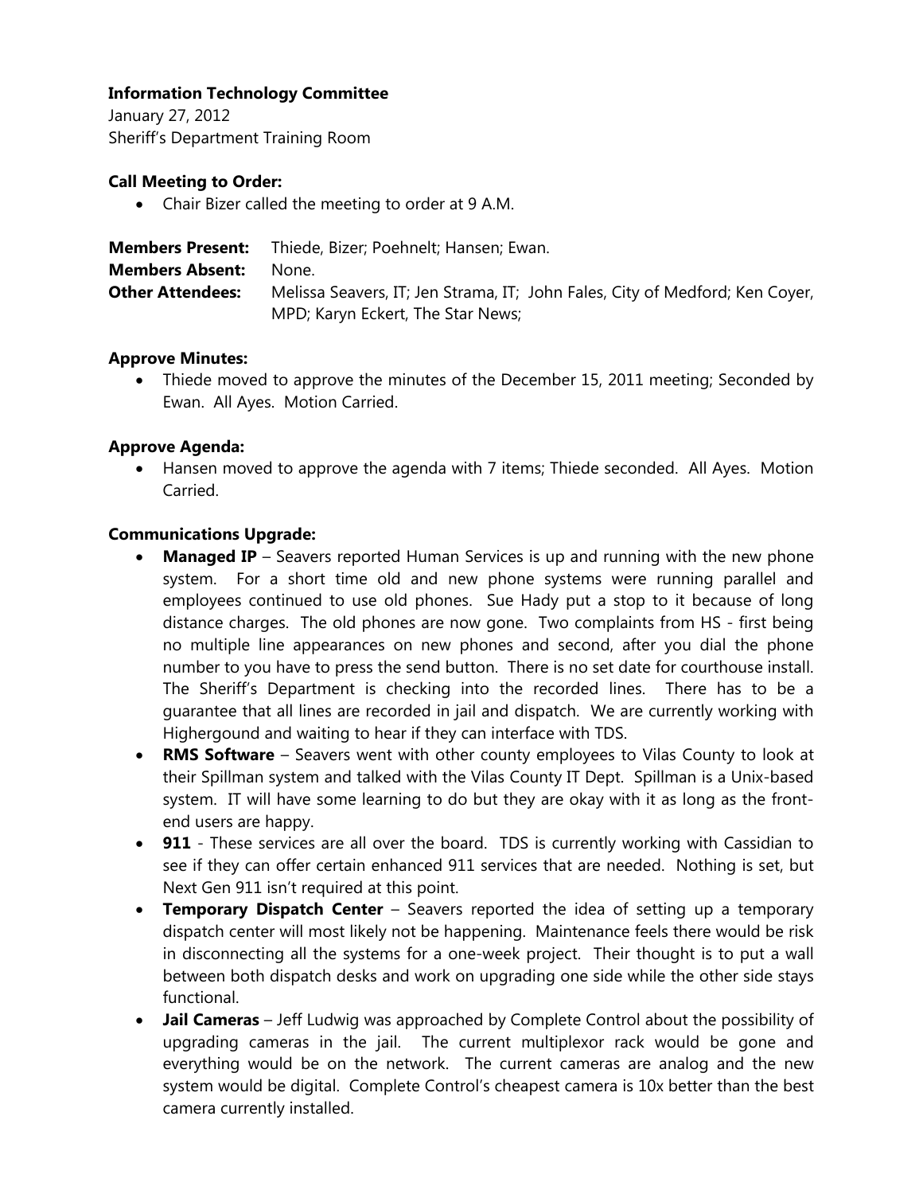**Information Technology Committee**
January 27, 2012
Sheriff's Department Training Room

**Call Meeting to Order:**

- Chair Bizer called the meeting to order at 9 A.M.

**Members Present:** Thiede, Bizer; Poehnelt; Hansen; Ewan.
**Members Absent:** None.
**Other Attendees:** Melissa Seavers, IT; Jen Strama, IT; John Fales, City of Medford; Ken Coyer, MPD; Karyn Eckert, The Star News;

**Approve Minutes:**

- Thiede moved to approve the minutes of the December 15, 2011 meeting; Seconded by Ewan. All Ayes. Motion Carried.

**Approve Agenda:**

- Hansen moved to approve the agenda with 7 items; Thiede seconded. All Ayes. Motion Carried.

**Communications Upgrade:**

- **Managed IP** – Seavers reported Human Services is up and running with the new phone system. For a short time old and new phone systems were running parallel and employees continued to use old phones. Sue Hady put a stop to it because of long distance charges. The old phones are now gone. Two complaints from HS - first being no multiple line appearances on new phones and second, after you dial the phone number to you have to press the send button. There is no set date for courthouse install. The Sheriff's Department is checking into the recorded lines. There has to be a guarantee that all lines are recorded in jail and dispatch. We are currently working with Highergound and waiting to hear if they can interface with TDS.
- **RMS Software** – Seavers went with other county employees to Vilas County to look at their Spillman system and talked with the Vilas County IT Dept. Spillman is a Unix-based system. IT will have some learning to do but they are okay with it as long as the front-end users are happy.
- **911** - These services are all over the board. TDS is currently working with Cassidian to see if they can offer certain enhanced 911 services that are needed. Nothing is set, but Next Gen 911 isn't required at this point.
- **Temporary Dispatch Center** – Seavers reported the idea of setting up a temporary dispatch center will most likely not be happening. Maintenance feels there would be risk in disconnecting all the systems for a one-week project. Their thought is to put a wall between both dispatch desks and work on upgrading one side while the other side stays functional.
- **Jail Cameras** – Jeff Ludwig was approached by Complete Control about the possibility of upgrading cameras in the jail. The current multiplexor rack would be gone and everything would be on the network. The current cameras are analog and the new system would be digital. Complete Control's cheapest camera is 10x better than the best camera currently installed.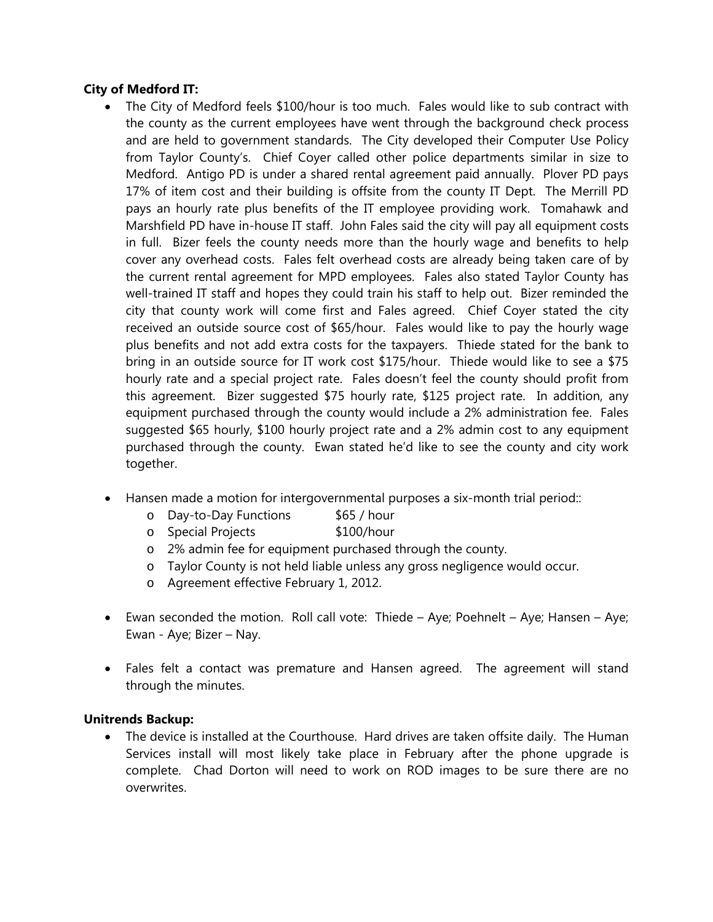**City of Medford IT:**

- The City of Medford feels $100/hour is too much. Fales would like to sub contract with the county as the current employees have went through the background check process and are held to government standards. The City developed their Computer Use Policy from Taylor County's. Chief Coyer called other police departments similar in size to Medford. Antigo PD is under a shared rental agreement paid annually. Plover PD pays 17% of item cost and their building is offsite from the county IT Dept. The Merrill PD pays an hourly rate plus benefits of the IT employee providing work. Tomahawk and Marshfield PD have in-house IT staff. John Fales said the city will pay all equipment costs in full. Bizer feels the county needs more than the hourly wage and benefits to help cover any overhead costs. Fales felt overhead costs are already being taken care of by the current rental agreement for MPD employees. Fales also stated Taylor County has well-trained IT staff and hopes they could train his staff to help out. Bizer reminded the city that county work will come first and Fales agreed. Chief Coyer stated the city received an outside source cost of $65/hour. Fales would like to pay the hourly wage plus benefits and not add extra costs for the taxpayers. Thiede stated for the bank to bring in an outside source for IT work cost $175/hour. Thiede would like to see a $75 hourly rate and a special project rate. Fales doesn't feel the county should profit from this agreement. Bizer suggested $75 hourly rate, $125 project rate. In addition, any equipment purchased through the county would include a 2% administration fee. Fales suggested $65 hourly, $100 hourly project rate and a 2% admin cost to any equipment purchased through the county. Ewan stated he'd like to see the county and city work together.

- Hansen made a motion for intergovernmental purposes a six-month trial period::
  - Day-to-Day Functions $65 / hour
  - Special Projects $100/hour
  - 2% admin fee for equipment purchased through the county.
  - Taylor County is not held liable unless any gross negligence would occur.
  - Agreement effective February 1, 2012.

- Ewan seconded the motion. Roll call vote: Thiede – Aye; Poehnelt – Aye; Hansen – Aye; Ewan - Aye; Bizer – Nay.

- Fales felt a contact was premature and Hansen agreed. The agreement will stand through the minutes.

**Unitrends Backup:**

- The device is installed at the Courthouse. Hard drives are taken offsite daily. The Human Services install will most likely take place in February after the phone upgrade is complete. Chad Dorton will need to work on ROD images to be sure there are no overwrites.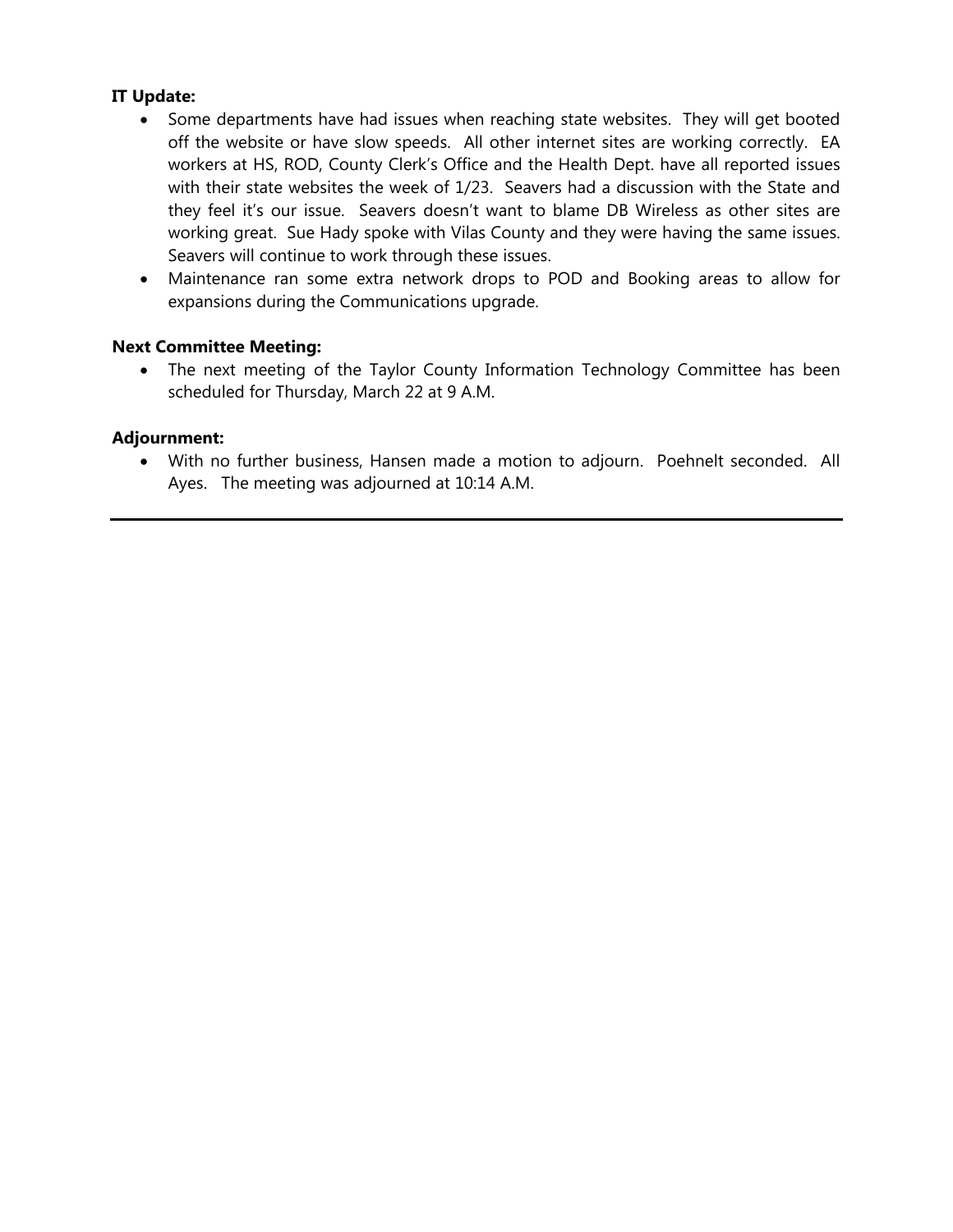**IT Update:**

- Some departments have had issues when reaching state websites. They will get booted off the website or have slow speeds. All other internet sites are working correctly. EA workers at HS, ROD, County Clerk's Office and the Health Dept. have all reported issues with their state websites the week of 1/23. Seavers had a discussion with the State and they feel it's our issue. Seavers doesn't want to blame DB Wireless as other sites are working great. Sue Hady spoke with Vilas County and they were having the same issues. Seavers will continue to work through these issues.
- Maintenance ran some extra network drops to POD and Booking areas to allow for expansions during the Communications upgrade.

**Next Committee Meeting:**

- The next meeting of the Taylor County Information Technology Committee has been scheduled for Thursday, March 22 at 9 A.M.

**Adjournment:**

- With no further business, Hansen made a motion to adjourn. Poehnelt seconded. All Ayes. The meeting was adjourned at 10:14 A.M.

---